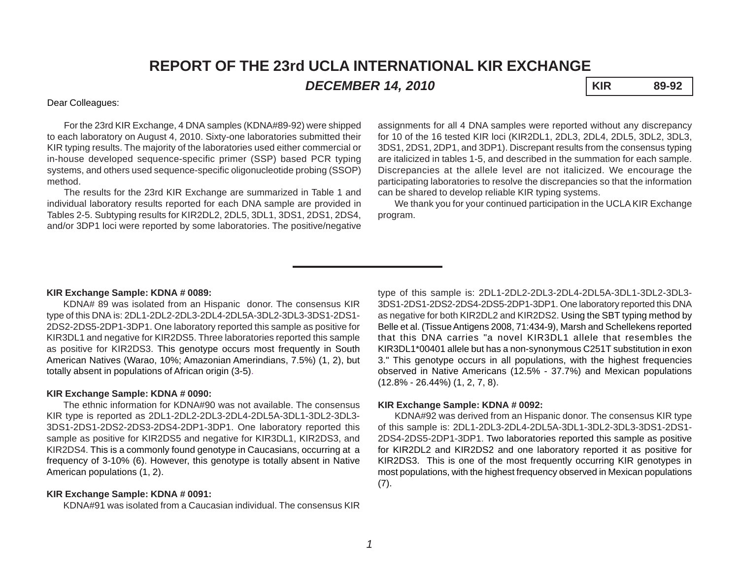# REPORT OF THE 23rd UCLA INTERNATIONAL KIR EXCHANGE

## *DECEMBER 14, 2010*

**KIR 89-92**

Dear Colleagues:

For the 23rd KIR Exchange, 4 DNA samples (KDNA#89-92) were shipped to each laboratory on August 4, 2010. Sixty-one laboratories submitted their KIR typing results. The majority of the laboratories used either commercial or in-house developed sequence-specific primer (SSP) based PCR typing systems, and others used sequence-specific oligonucleotide probing (SSOP) method.

The results for the 23rd KIR Exchange are summarized in Table 1 and individual laboratory results reported for each DNA sample are provided in Tables 2-5. Subtyping results for KIR2DL2, 2DL5, 3DL1, 3DS1, 2DS1, 2DS4, and/or 3DP1 loci were reported by some laboratories. The positive/negative assignments for all 4 DNA samples were reported without any discrepancy for 10 of the 16 tested KIR loci (KIR2DL1, 2DL3, 2DL4, 2DL5, 3DL2, 3DL3, 3DS1, 2DS1, 2DP1, and 3DP1). Discrepant results from the consensus typing are italicized in tables 1-5, and described in the summation for each sample. Discrepancies at the allele level are not italicized. We encourage the participating laboratories to resolve the discrepancies so that the information can be shared to develop reliable KIR typing systems.

We thank you for your continued participation in the UCLA KIR Exchange program.

---

**KIR Exchange Sample: KDNA # 0089:**

KDNA# 89 was isolated from an Hispanic donor. The consensus KIR type of this DNA is: 2DL1-2DL2-2DL3-2DL4-2DL5A-3DL2-3DL3-3DS1-2DS1-2DS2-2DS5-2DP1-3DP1. One laboratory reported this sample as positive for KIR3DL1 and negative for KIR2DS5. Three laboratories reported this sample as positive for KIR2DS3. This genotype occurs most frequently in South American Natives (Warao, 10%; Amazonian Amerindians, 7.5%) (1, 2), but totally absent in populations of African origin (3-5).

**KIR Exchange Sample: KDNA # 0090:**

The ethnic information for KDNA#90 was not available. The consensus KIR type is reported as 2DL1-2DL2-2DL3-2DL4-2DL5A-3DL1-3DL2-3DL3-3DS1-2DS1-2DS2-2DS3-2DS4-2DP1-3DP1. One laboratory reported this sample as positive for KIR2DS5 and negative for KIR3DL1, KIR2DS3, and KIR2DS4. This is a commonly found genotype in Caucasians, occurring at a frequency of 3-10% (6). However, this genotype is totally absent in Native American populations (1, 2).

**KIR Exchange Sample: KDNA # 0091:**

KDNA#91 was isolated from a Caucasian individual. The consensus KIR type of this sample is: 2DL1-2DL2-2DL3-2DL4-2DL5A-3DL1-3DL2-3DL3-3DS1-2DS1-2DS2-2DS4-2DS5-2DP1-3DP1. One laboratory reported this DNA as negative for both KIR2DL2 and KIR2DS2. Using the SBT typing method by Belle et al. (Tissue Antigens 2008, 71:434-9), Marsh and Schellekens reported that this DNA carries "a novel KIR3DL1 allele that resembles the KIR3DL1*00401 allele but has a non-synonymous C251T substitution in exon 3." This genotype occurs in all populations, with the highest frequencies observed in Native Americans (12.5% - 37.7%) and Mexican populations (12.8% - 26.44%) (1, 2, 7, 8).

**KIR Exchange Sample: KDNA # 0092:**

KDNA#92 was derived from an Hispanic donor. The consensus KIR type of this sample is: 2DL1-2DL3-2DL4-2DL5A-3DL1-3DL2-3DL3-3DS1-2DS1-2DS4-2DS5-2DP1-3DP1. Two laboratories reported this sample as positive for KIR2DL2 and KIR2DS2 and one laboratory reported it as positive for KIR2DS3. This is one of the most frequently occurring KIR genotypes in most populations, with the highest frequency observed in Mexican populations (7).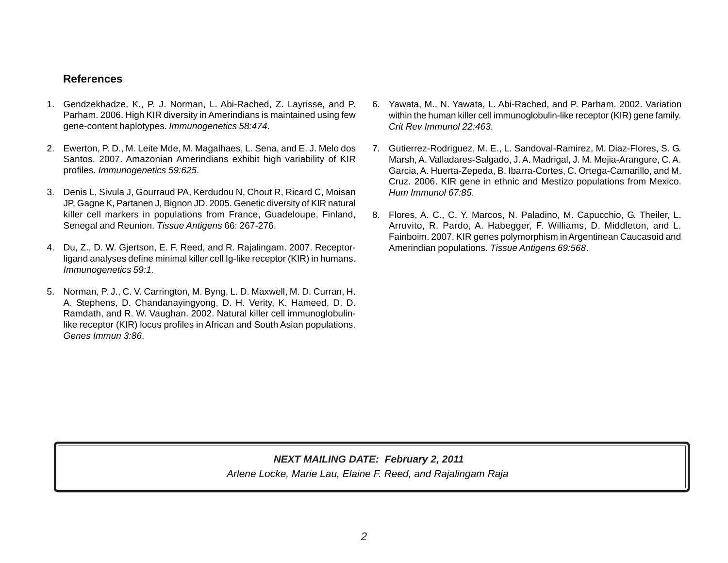## References

1. Gendzekhadze, K., P. J. Norman, L. Abi-Rached, Z. Layrisse, and P. Parham. 2006. High KIR diversity in Amerindians is maintained using few gene-content haplotypes. *Immunogenetics 58:474*.

2. Ewerton, P. D., M. Leite Mde, M. Magalhaes, L. Sena, and E. J. Melo dos Santos. 2007. Amazonian Amerindians exhibit high variability of KIR profiles. *Immunogenetics 59:625*.

3. Denis L, Sivula J, Gourraud PA, Kerdudou N, Chout R, Ricard C, Moisan JP, Gagne K, Partanen J, Bignon JD. 2005. Genetic diversity of KIR natural killer cell markers in populations from France, Guadeloupe, Finland, Senegal and Reunion. *Tissue Antigens* 66: 267-276.

4. Du, Z., D. W. Gjertson, E. F. Reed, and R. Rajalingam. 2007. Receptor-ligand analyses define minimal killer cell Ig-like receptor (KIR) in humans. *Immunogenetics 59:1*.

5. Norman, P. J., C. V. Carrington, M. Byng, L. D. Maxwell, M. D. Curran, H. A. Stephens, D. Chandanayingyong, D. H. Verity, K. Hameed, D. D. Ramdath, and R. W. Vaughan. 2002. Natural killer cell immunoglobulin-like receptor (KIR) locus profiles in African and South Asian populations. *Genes Immun 3:86*.

6. Yawata, M., N. Yawata, L. Abi-Rached, and P. Parham. 2002. Variation within the human killer cell immunoglobulin-like receptor (KIR) gene family. *Crit Rev Immunol 22:463*.

7. Gutierrez-Rodriguez, M. E., L. Sandoval-Ramirez, M. Diaz-Flores, S. G. Marsh, A. Valladares-Salgado, J. A. Madrigal, J. M. Mejia-Arangure, C. A. Garcia, A. Huerta-Zepeda, B. Ibarra-Cortes, C. Ortega-Camarillo, and M. Cruz. 2006. KIR gene in ethnic and Mestizo populations from Mexico. *Hum Immunol 67:85*.

8. Flores, A. C., C. Y. Marcos, N. Paladino, M. Capucchio, G. Theiler, L. Arruvito, R. Pardo, A. Habegger, F. Williams, D. Middleton, and L. Fainboim. 2007. KIR genes polymorphism in Argentinean Caucasoid and Amerindian populations. *Tissue Antigens 69:568*.

***NEXT MAILING DATE: February 2, 2011***

*Arlene Locke, Marie Lau, Elaine F. Reed, and Rajalingam Raja*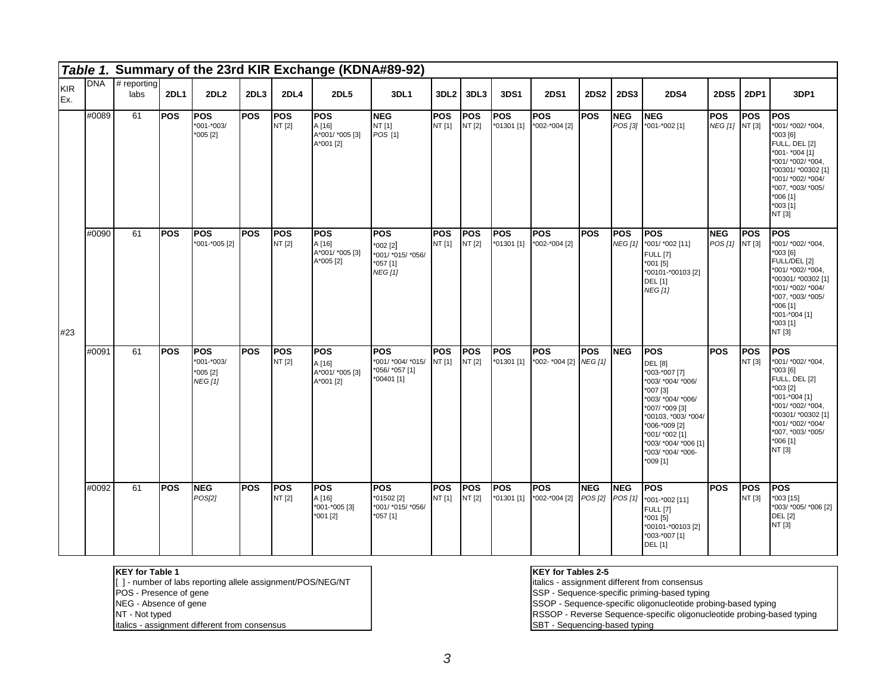## *Table 1.* Summary of the 23rd KIR Exchange (KDNA#89-92)

| KIR Ex. | DNA | # reporting labs | 2DL1 | 2DL2 | 2DL3 | 2DL4 | 2DL5 | 3DL1 | 3DL2 | 3DL3 | 3DS1 | 2DS1 | 2DS2 | 2DS3 | 2DS4 | 2DS5 | 2DP1 | 3DP1 |
|---|---|---|---|---|---|---|---|---|---|---|---|---|---|---|---|---|---|---|
| #23 | #0089 | 61 | **POS** | **POS** *001-*003/ *005 [2] | **POS** | **POS** NT [2] | **POS** A [16] A*001/ *005 [3] A*001 [2] | **NEG** NT [1] *POS [1]* | **POS** NT [1] | **POS** NT [2] | **POS** *01301 [1] | **POS** *002-*004 [2] | **POS** | **NEG** *POS [3]* | **NEG** *001-*002 [1] | **POS** *NEG [1]* | **POS** NT [3] | **POS** *001/ *002/ *004, *003 [6] FULL, DEL [2] *001- *004 [1] *001/ *002/ *004, *00301/ *00302 [1] *001/ *002/ *004/ *007, *003/ *005/ *006 [1] *003 [1] NT [3] |
| | #0090 | 61 | **POS** | **POS** *001-*005 [2] | **POS** | **POS** NT [2] | **POS** A [16] A*001/ *005 [3] A*005 [2] | **POS** *002 [2] *001/ *015/ *056/ *057 [1] *NEG [1]* | **POS** NT [1] | **POS** NT [2] | **POS** *01301 [1] | **POS** *002-*004 [2] | **POS** | **POS** *NEG [1]* | **POS** *001/ *002 [11] FULL [7] *001 [5] *00101-*00103 [2] DEL [1] *NEG [1]* | **NEG** *POS [1]* | **POS** NT [3] | **POS** *001/ *002/ *004, *003 [6] FULL/DEL [2] *001/ *002/ *004, *00301/ *00302 [1] *001/ *002/ *004/ *007, *003/ *005/ *006 [1] *001-*004 [1] *003 [1] NT [3] |
| | #0091 | 61 | **POS** | **POS** *001-*003/ *005 [2] *NEG [1]* | **POS** | **POS** NT [2] | **POS** A [16] A*001/ *005 [3] A*001 [2] | **POS** *001/ *004/ *015/ *056/ *057 [1] *00401 [1] | **POS** NT [1] | **POS** NT [2] | **POS** *01301 [1] | **POS** *002- *004 [2] | **POS** *NEG [1]* | **NEG** | **POS** DEL [8] *003-*007 [7] *003/ *004/ *006/ *007 [3] *003/ *004/ *006/ *007/ *009 [3] *00103, *003/ *004/ *006-*009 [2] *001/ *002 [1] *003/ *004/ *006 [1] *003/ *004/ *006- *009 [1] | **POS** | **POS** NT [3] | **POS** *001/ *002/ *004, *003 [6] FULL, DEL [2] *003 [2] *001-*004 [1] *001/ *002/ *004, *00301/ *00302 [1] *001/ *002/ *004/ *007, *003/ *005/ *006 [1] NT [3] |
| | #0092 | 61 | **POS** | **NEG** *POS[2]* | **POS** | **POS** NT [2] | **POS** A [16] *001-*005 [3] *001 [2] | **POS** *01502 [2] *001/ *015/ *056/ *057 [1] | **POS** NT [1] | **POS** NT [2] | **POS** *01301 [1] | **POS** *002-*004 [2] | **NEG** *POS [2]* | **NEG** *POS [1]* | **POS** *001-*002 [11] FULL [7] *001 [5] *00101-*00103 [2] *003-*007 [1] DEL [1] | **POS** | **POS** NT [3] | **POS** *003 [15] *003/ *005/ *006 [2] DEL [2] NT [3] |

**KEY for Table 1**
[ ] - number of labs reporting allele assignment/POS/NEG/NT
POS - Presence of gene
NEG - Absence of gene
NT - Not typed
italics - assignment different from consensus

**KEY for Tables 2-5**
italics - assignment different from consensus
SSP - Sequence-specific priming-based typing
SSOP - Sequence-specific oligonucleotide probing-based typing
RSSOP - Reverse Sequence-specific oligonucleotide probing-based typing
SBT - Sequencing-based typing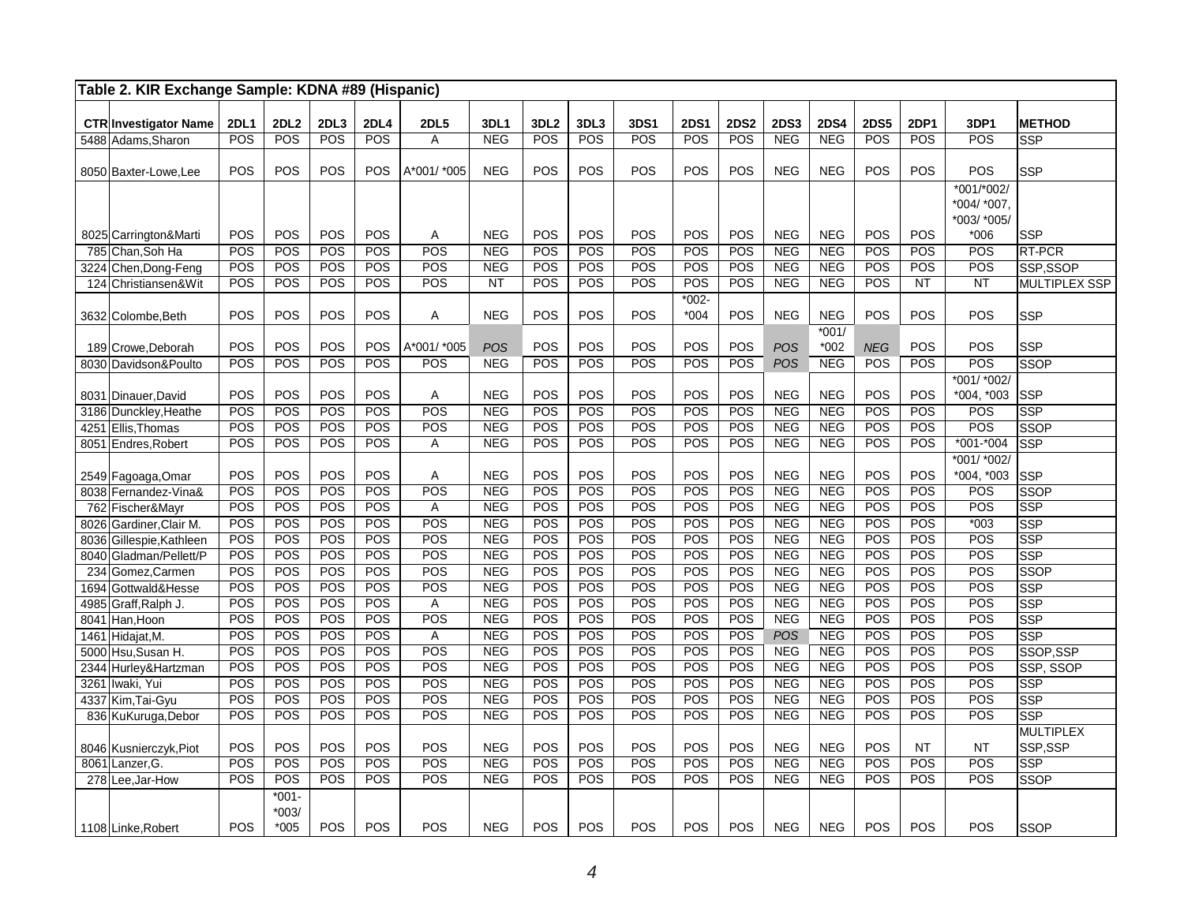**Table 2. KIR Exchange Sample: KDNA #89 (Hispanic)**

| CTR | Investigator Name | 2DL1 | 2DL2 | 2DL3 | 2DL4 | 2DL5 | 3DL1 | 3DL2 | 3DL3 | 3DS1 | 2DS1 | 2DS2 | 2DS3 | 2DS4 | 2DS5 | 2DP1 | 3DP1 | METHOD |
|---|---|---|---|---|---|---|---|---|---|---|---|---|---|---|---|---|---|---|
| 5488 | Adams,Sharon | POS | POS | POS | POS | A | NEG | POS | POS | POS | POS | POS | NEG | NEG | POS | POS | POS | SSP |
| 8050 | Baxter-Lowe,Lee | POS | POS | POS | POS | A*001/ *005 | NEG | POS | POS | POS | POS | POS | NEG | NEG | POS | POS | POS | SSP |
| 8025 | Carrington&Marti | POS | POS | POS | POS | A | NEG | POS | POS | POS | POS | POS | NEG | NEG | POS | POS | *001/*002/ *004/ *007, *003/ *005/ *006 | SSP |
| 785 | Chan,Soh Ha | POS | POS | POS | POS | POS | NEG | POS | POS | POS | POS | POS | NEG | NEG | POS | POS | POS | RT-PCR |
| 3224 | Chen,Dong-Feng | POS | POS | POS | POS | POS | NEG | POS | POS | POS | POS | POS | NEG | NEG | POS | POS | POS | SSP,SSOP |
| 124 | Christiansen&Wit | POS | POS | POS | POS | POS | NT | POS | POS | POS | POS | POS | NEG | NEG | POS | NT | NT | MULTIPLEX SSP |
| 3632 | Colombe,Beth | POS | POS | POS | POS | A | NEG | POS | POS | POS | *002-*004 | POS | NEG | NEG | POS | POS | POS | SSP |
| 189 | Crowe,Deborah | POS | POS | POS | POS | A*001/ *005 | *POS* | POS | POS | POS | POS | POS | *POS* | *001/ *002 | *NEG* | POS | POS | SSP |
| 8030 | Davidson&Poulto | POS | POS | POS | POS | POS | NEG | POS | POS | POS | POS | POS | *POS* | NEG | POS | POS | POS | SSOP |
| 8031 | Dinauer,David | POS | POS | POS | POS | A | NEG | POS | POS | POS | POS | POS | NEG | NEG | POS | POS | *001/ *002/ *004, *003 | SSP |
| 3186 | Dunckley,Heathe | POS | POS | POS | POS | POS | NEG | POS | POS | POS | POS | POS | NEG | NEG | POS | POS | POS | SSP |
| 4251 | Ellis,Thomas | POS | POS | POS | POS | POS | NEG | POS | POS | POS | POS | POS | NEG | NEG | POS | POS | POS | SSOP |
| 8051 | Endres,Robert | POS | POS | POS | POS | A | NEG | POS | POS | POS | POS | POS | NEG | NEG | POS | POS | *001-*004 | SSP |
| 2549 | Fagoaga,Omar | POS | POS | POS | POS | A | NEG | POS | POS | POS | POS | POS | NEG | NEG | POS | POS | *001/ *002/ *004, *003 | SSP |
| 8038 | Fernandez-Vina& | POS | POS | POS | POS | POS | NEG | POS | POS | POS | POS | POS | NEG | NEG | POS | POS | POS | SSOP |
| 762 | Fischer&Mayr | POS | POS | POS | POS | A | NEG | POS | POS | POS | POS | POS | NEG | NEG | POS | POS | POS | SSP |
| 8026 | Gardiner,Clair M. | POS | POS | POS | POS | POS | NEG | POS | POS | POS | POS | POS | NEG | NEG | POS | POS | *003 | SSP |
| 8036 | Gillespie,Kathleen | POS | POS | POS | POS | POS | NEG | POS | POS | POS | POS | POS | NEG | NEG | POS | POS | POS | SSP |
| 8040 | Gladman/Pellett/P | POS | POS | POS | POS | POS | NEG | POS | POS | POS | POS | POS | NEG | NEG | POS | POS | POS | SSP |
| 234 | Gomez,Carmen | POS | POS | POS | POS | POS | NEG | POS | POS | POS | POS | POS | NEG | NEG | POS | POS | POS | SSOP |
| 1694 | Gottwald&Hesse | POS | POS | POS | POS | POS | NEG | POS | POS | POS | POS | POS | NEG | NEG | POS | POS | POS | SSP |
| 4985 | Graff,Ralph J. | POS | POS | POS | POS | A | NEG | POS | POS | POS | POS | POS | NEG | NEG | POS | POS | POS | SSP |
| 8041 | Han,Hoon | POS | POS | POS | POS | POS | NEG | POS | POS | POS | POS | POS | NEG | NEG | POS | POS | POS | SSP |
| 1461 | Hidajat,M. | POS | POS | POS | POS | A | NEG | POS | POS | POS | POS | POS | *POS* | NEG | POS | POS | POS | SSP |
| 5000 | Hsu,Susan H. | POS | POS | POS | POS | POS | NEG | POS | POS | POS | POS | POS | NEG | NEG | POS | POS | POS | SSOP,SSP |
| 2344 | Hurley&Hartzman | POS | POS | POS | POS | POS | NEG | POS | POS | POS | POS | POS | NEG | NEG | POS | POS | POS | SSP, SSOP |
| 3261 | Iwaki, Yui | POS | POS | POS | POS | POS | NEG | POS | POS | POS | POS | POS | NEG | NEG | POS | POS | POS | SSP |
| 4337 | Kim,Tai-Gyu | POS | POS | POS | POS | POS | NEG | POS | POS | POS | POS | POS | NEG | NEG | POS | POS | POS | SSP |
| 836 | KuKuruga,Debor | POS | POS | POS | POS | POS | NEG | POS | POS | POS | POS | POS | NEG | NEG | POS | POS | POS | SSP |
| 8046 | Kusnierczyk,Piot | POS | POS | POS | POS | POS | NEG | POS | POS | POS | POS | POS | NEG | NEG | POS | NT | NT | MULTIPLEX SSP,SSP |
| 8061 | Lanzer,G. | POS | POS | POS | POS | POS | NEG | POS | POS | POS | POS | POS | NEG | NEG | POS | POS | POS | SSP |
| 278 | Lee,Jar-How | POS | POS | POS | POS | POS | NEG | POS | POS | POS | POS | POS | NEG | NEG | POS | POS | POS | SSOP |
| 1108 | Linke,Robert | POS | *001-*003/ *005 | POS | POS | POS | NEG | POS | POS | POS | POS | POS | NEG | NEG | POS | POS | POS | SSOP |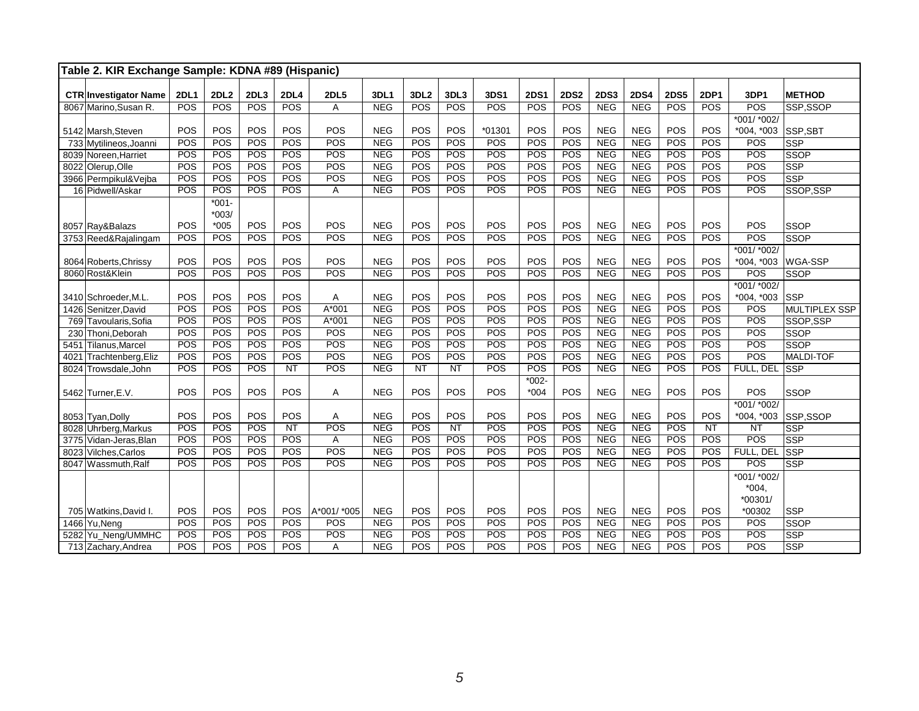## Table 2. KIR Exchange Sample: KDNA #89 (Hispanic)

| CTR | Investigator Name | 2DL1 | 2DL2 | 2DL3 | 2DL4 | 2DL5 | 3DL1 | 3DL2 | 3DL3 | 3DS1 | 2DS1 | 2DS2 | 2DS3 | 2DS4 | 2DS5 | 2DP1 | 3DP1 | METHOD |
|---|---|---|---|---|---|---|---|---|---|---|---|---|---|---|---|---|---|---|
| 8067 | Marino,Susan R. | POS | POS | POS | POS | A | NEG | POS | POS | POS | POS | POS | NEG | NEG | POS | POS | POS | SSP,SSOP |
| 5142 | Marsh,Steven | POS | POS | POS | POS | POS | NEG | POS | POS | *01301 | POS | POS | NEG | NEG | POS | POS | *001/ *002/ *004, *003 | SSP,SBT |
| 733 | Mytilineos,Joanni | POS | POS | POS | POS | POS | NEG | POS | POS | POS | POS | POS | NEG | NEG | POS | POS | POS | SSP |
| 8039 | Noreen,Harriet | POS | POS | POS | POS | POS | NEG | POS | POS | POS | POS | POS | NEG | NEG | POS | POS | POS | SSOP |
| 8022 | Olerup,Olle | POS | POS | POS | POS | POS | NEG | POS | POS | POS | POS | POS | NEG | NEG | POS | POS | POS | SSP |
| 3966 | Permpikul&Vejba | POS | POS | POS | POS | POS | NEG | POS | POS | POS | POS | POS | NEG | NEG | POS | POS | POS | SSP |
| 16 | Pidwell/Askar | POS | POS | POS | POS | A | NEG | POS | POS | POS | POS | POS | NEG | NEG | POS | POS | POS | SSOP,SSP |
| 8057 | Ray&Balazs | POS | *001-*003/ *005 | POS | POS | POS | NEG | POS | POS | POS | POS | POS | NEG | NEG | POS | POS | POS | SSOP |
| 3753 | Reed&Rajalingam | POS | POS | POS | POS | POS | NEG | POS | POS | POS | POS | POS | NEG | NEG | POS | POS | POS | SSOP |
| 8064 | Roberts,Chrissy | POS | POS | POS | POS | POS | NEG | POS | POS | POS | POS | POS | NEG | NEG | POS | POS | *001/ *002/ *004, *003 | WGA-SSP |
| 8060 | Rost&Klein | POS | POS | POS | POS | POS | NEG | POS | POS | POS | POS | POS | NEG | NEG | POS | POS | POS | SSOP |
| 3410 | Schroeder,M.L. | POS | POS | POS | POS | A | NEG | POS | POS | POS | POS | POS | NEG | NEG | POS | POS | *001/ *002/ *004, *003 | SSP |
| 1426 | Senitzer,David | POS | POS | POS | POS | A*001 | NEG | POS | POS | POS | POS | POS | NEG | NEG | POS | POS | POS | MULTIPLEX SSP |
| 769 | Tavoularis,Sofia | POS | POS | POS | POS | A*001 | NEG | POS | POS | POS | POS | POS | NEG | NEG | POS | POS | POS | SSOP,SSP |
| 230 | Thoni,Deborah | POS | POS | POS | POS | POS | NEG | POS | POS | POS | POS | POS | NEG | NEG | POS | POS | POS | SSOP |
| 5451 | Tilanus,Marcel | POS | POS | POS | POS | POS | NEG | POS | POS | POS | POS | POS | NEG | NEG | POS | POS | POS | SSOP |
| 4021 | Trachtenberg,Eliz | POS | POS | POS | POS | POS | NEG | POS | POS | POS | POS | POS | NEG | NEG | POS | POS | POS | MALDI-TOF |
| 8024 | Trowsdale,John | POS | POS | POS | NT | POS | NEG | NT | NT | POS | POS | POS | NEG | NEG | POS | POS | FULL, DEL | SSP |
| 5462 | Turner,E.V. | POS | POS | POS | POS | A | NEG | POS | POS | POS | *002-*004 | POS | NEG | NEG | POS | POS | POS | SSOP |
| 8053 | Tyan,Dolly | POS | POS | POS | POS | A | NEG | POS | POS | POS | POS | POS | NEG | NEG | POS | POS | *001/ *002/ *004, *003 | SSP,SSOP |
| 8028 | Uhrberg,Markus | POS | POS | POS | NT | POS | NEG | POS | NT | POS | POS | POS | NEG | NEG | POS | NT | NT | SSP |
| 3775 | Vidan-Jeras,Blan | POS | POS | POS | POS | A | NEG | POS | POS | POS | POS | POS | NEG | NEG | POS | POS | POS | SSP |
| 8023 | Vilches,Carlos | POS | POS | POS | POS | POS | NEG | POS | POS | POS | POS | POS | NEG | NEG | POS | POS | FULL, DEL | SSP |
| 8047 | Wassmuth,Ralf | POS | POS | POS | POS | POS | NEG | POS | POS | POS | POS | POS | NEG | NEG | POS | POS | POS | SSP |
| 705 | Watkins,David I. | POS | POS | POS | POS | A*001/ *005 | NEG | POS | POS | POS | POS | POS | NEG | NEG | POS | POS | *001/ *002/ *004, *00301/ *00302 | SSP |
| 1466 | Yu,Neng | POS | POS | POS | POS | POS | NEG | POS | POS | POS | POS | POS | NEG | NEG | POS | POS | POS | SSOP |
| 5282 | Yu_Neng/UMMHC | POS | POS | POS | POS | POS | NEG | POS | POS | POS | POS | POS | NEG | NEG | POS | POS | POS | SSP |
| 713 | Zachary,Andrea | POS | POS | POS | POS | A | NEG | POS | POS | POS | POS | POS | NEG | NEG | POS | POS | POS | SSP |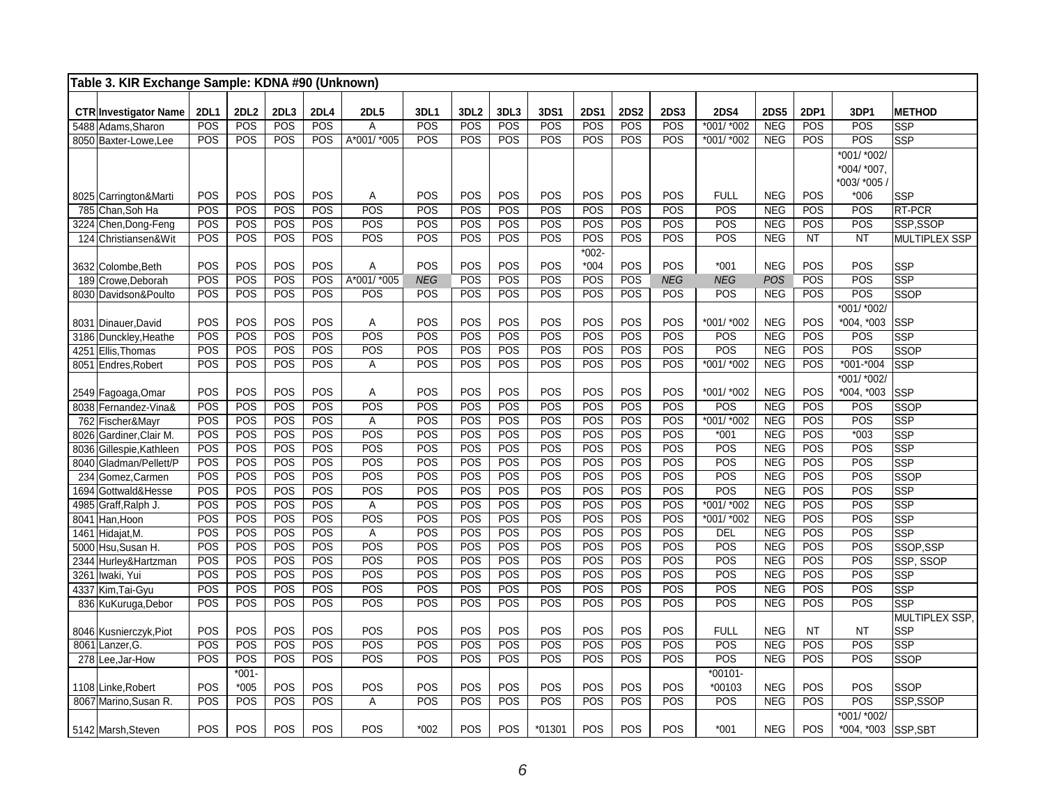**Table 3. KIR Exchange Sample: KDNA #90 (Unknown)**

| CTR | Investigator Name | 2DL1 | 2DL2 | 2DL3 | 2DL4 | 2DL5 | 3DL1 | 3DL2 | 3DL3 | 3DS1 | 2DS1 | 2DS2 | 2DS3 | 2DS4 | 2DS5 | 2DP1 | 3DP1 | METHOD |
|---|---|---|---|---|---|---|---|---|---|---|---|---|---|---|---|---|---|---|
| 5488 | Adams,Sharon | POS | POS | POS | POS | A | POS | POS | POS | POS | POS | POS | POS | *001/ *002 | NEG | POS | POS | SSP |
| 8050 | Baxter-Lowe,Lee | POS | POS | POS | POS | A*001/ *005 | POS | POS | POS | POS | POS | POS | POS | *001/ *002 | NEG | POS | POS | SSP |
| 8025 | Carrington&Marti | POS | POS | POS | POS | A | POS | POS | POS | POS | POS | POS | POS | FULL | NEG | POS | *001/ *002/ *004/ *007, *003/ *005 / *006 | SSP |
| 785 | Chan,Soh Ha | POS | POS | POS | POS | POS | POS | POS | POS | POS | POS | POS | POS | POS | NEG | POS | POS | RT-PCR |
| 3224 | Chen,Dong-Feng | POS | POS | POS | POS | POS | POS | POS | POS | POS | POS | POS | POS | POS | NEG | POS | POS | SSP,SSOP |
| 124 | Christiansen&Wit | POS | POS | POS | POS | POS | POS | POS | POS | POS | POS | POS | POS | POS | NEG | NT | NT | MULTIPLEX SSP |
| 3632 | Colombe,Beth | POS | POS | POS | POS | A | POS | POS | POS | POS | *002-*004 | POS | POS | *001 | NEG | POS | POS | SSP |
| 189 | Crowe,Deborah | POS | POS | POS | POS | A*001/ *005 | *NEG* | POS | POS | POS | POS | POS | *NEG* | *NEG* | *POS* | POS | POS | SSP |
| 8030 | Davidson&Poulto | POS | POS | POS | POS | POS | POS | POS | POS | POS | POS | POS | POS | POS | NEG | POS | POS | SSOP |
| 8031 | Dinauer,David | POS | POS | POS | POS | A | POS | POS | POS | POS | POS | POS | POS | *001/ *002 | NEG | POS | *001/ *002/ *004, *003 | SSP |
| 3186 | Dunckley,Heathe | POS | POS | POS | POS | POS | POS | POS | POS | POS | POS | POS | POS | POS | NEG | POS | POS | SSP |
| 4251 | Ellis,Thomas | POS | POS | POS | POS | POS | POS | POS | POS | POS | POS | POS | POS | POS | NEG | POS | POS | SSOP |
| 8051 | Endres,Robert | POS | POS | POS | POS | A | POS | POS | POS | POS | POS | POS | POS | *001/ *002 | NEG | POS | *001-*004 | SSP |
| 2549 | Fagoaga,Omar | POS | POS | POS | POS | A | POS | POS | POS | POS | POS | POS | POS | *001/ *002 | NEG | POS | *001/ *002/ *004, *003 | SSP |
| 8038 | Fernandez-Vina& | POS | POS | POS | POS | POS | POS | POS | POS | POS | POS | POS | POS | POS | NEG | POS | POS | SSOP |
| 762 | Fischer&Mayr | POS | POS | POS | POS | A | POS | POS | POS | POS | POS | POS | POS | *001/ *002 | NEG | POS | POS | SSP |
| 8026 | Gardiner,Clair M. | POS | POS | POS | POS | POS | POS | POS | POS | POS | POS | POS | POS | *001 | NEG | POS | *003 | SSP |
| 8036 | Gillespie,Kathleen | POS | POS | POS | POS | POS | POS | POS | POS | POS | POS | POS | POS | POS | NEG | POS | POS | SSP |
| 8040 | Gladman/Pellett/P | POS | POS | POS | POS | POS | POS | POS | POS | POS | POS | POS | POS | POS | NEG | POS | POS | SSP |
| 234 | Gomez,Carmen | POS | POS | POS | POS | POS | POS | POS | POS | POS | POS | POS | POS | POS | NEG | POS | POS | SSOP |
| 1694 | Gottwald&Hesse | POS | POS | POS | POS | POS | POS | POS | POS | POS | POS | POS | POS | POS | NEG | POS | POS | SSP |
| 4985 | Graff,Ralph J. | POS | POS | POS | POS | A | POS | POS | POS | POS | POS | POS | POS | *001/ *002 | NEG | POS | POS | SSP |
| 8041 | Han,Hoon | POS | POS | POS | POS | POS | POS | POS | POS | POS | POS | POS | POS | *001/ *002 | NEG | POS | POS | SSP |
| 1461 | Hidajat,M. | POS | POS | POS | POS | A | POS | POS | POS | POS | POS | POS | POS | DEL | NEG | POS | POS | SSP |
| 5000 | Hsu,Susan H. | POS | POS | POS | POS | POS | POS | POS | POS | POS | POS | POS | POS | POS | NEG | POS | POS | SSOP,SSP |
| 2344 | Hurley&Hartzman | POS | POS | POS | POS | POS | POS | POS | POS | POS | POS | POS | POS | POS | NEG | POS | POS | SSP, SSOP |
| 3261 | Iwaki, Yui | POS | POS | POS | POS | POS | POS | POS | POS | POS | POS | POS | POS | POS | NEG | POS | POS | SSP |
| 4337 | Kim,Tai-Gyu | POS | POS | POS | POS | POS | POS | POS | POS | POS | POS | POS | POS | POS | NEG | POS | POS | SSP |
| 836 | KuKuruga,Debor | POS | POS | POS | POS | POS | POS | POS | POS | POS | POS | POS | POS | POS | NEG | POS | POS | SSP |
| 8046 | Kusnierczyk,Piot | POS | POS | POS | POS | POS | POS | POS | POS | POS | POS | POS | POS | FULL | NEG | NT | NT | MULTIPLEX SSP, SSP |
| 8061 | Lanzer,G. | POS | POS | POS | POS | POS | POS | POS | POS | POS | POS | POS | POS | POS | NEG | POS | POS | SSP |
| 278 | Lee,Jar-How | POS | POS | POS | POS | POS | POS | POS | POS | POS | POS | POS | POS | POS | NEG | POS | POS | SSOP |
| 1108 | Linke,Robert | POS | *001-*005 | POS | POS | POS | POS | POS | POS | POS | POS | POS | POS | *00101-*00103 | NEG | POS | POS | SSOP |
| 8067 | Marino,Susan R. | POS | POS | POS | POS | A | POS | POS | POS | POS | POS | POS | POS | POS | NEG | POS | POS | SSP,SSOP |
| 5142 | Marsh,Steven | POS | POS | POS | POS | POS | *002 | POS | POS | *01301 | POS | POS | POS | *001 | NEG | POS | *001/ *002/ *004, *003 | SSP,SBT |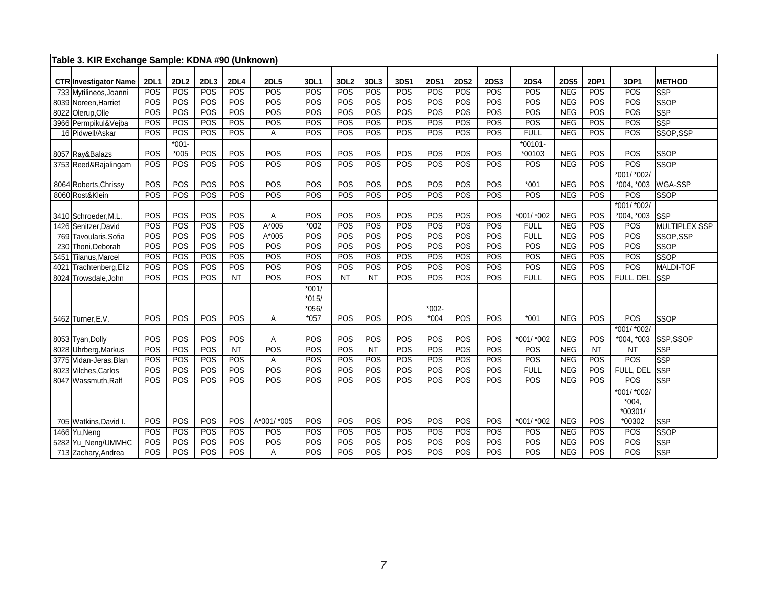**Table 3. KIR Exchange Sample: KDNA #90 (Unknown)**

| CTR | Investigator Name | 2DL1 | 2DL2 | 2DL3 | 2DL4 | 2DL5 | 3DL1 | 3DL2 | 3DL3 | 3DS1 | 2DS1 | 2DS2 | 2DS3 | 2DS4 | 2DS5 | 2DP1 | 3DP1 | METHOD |
|---|---|---|---|---|---|---|---|---|---|---|---|---|---|---|---|---|---|---|
| 733 | Mytilineos,Joanni | POS | POS | POS | POS | POS | POS | POS | POS | POS | POS | POS | POS | POS | NEG | POS | POS | SSP |
| 8039 | Noreen,Harriet | POS | POS | POS | POS | POS | POS | POS | POS | POS | POS | POS | POS | POS | NEG | POS | POS | SSOP |
| 8022 | Olerup,Olle | POS | POS | POS | POS | POS | POS | POS | POS | POS | POS | POS | POS | POS | NEG | POS | POS | SSP |
| 3966 | Permpikul&Vejba | POS | POS | POS | POS | POS | POS | POS | POS | POS | POS | POS | POS | POS | NEG | POS | POS | SSP |
| 16 | Pidwell/Askar | POS | POS | POS | POS | A | POS | POS | POS | POS | POS | POS | POS | FULL | NEG | POS | POS | SSOP,SSP |
| 8057 | Ray&Balazs | POS | *001-*005 | POS | POS | POS | POS | POS | POS | POS | POS | POS | POS | *00101-*00103 | NEG | POS | POS | SSOP |
| 3753 | Reed&Rajalingam | POS | POS | POS | POS | POS | POS | POS | POS | POS | POS | POS | POS | POS | NEG | POS | POS | SSOP |
| 8064 | Roberts,Chrissy | POS | POS | POS | POS | POS | POS | POS | POS | POS | POS | POS | POS | *001 | NEG | POS | *001/ *002/ *004, *003 | WGA-SSP |
| 8060 | Rost&Klein | POS | POS | POS | POS | POS | POS | POS | POS | POS | POS | POS | POS | POS | NEG | POS | POS | SSOP |
| 3410 | Schroeder,M.L. | POS | POS | POS | POS | A | POS | POS | POS | POS | POS | POS | POS | *001/ *002 | NEG | POS | *001/ *002/ *004, *003 | SSP |
| 1426 | Senitzer,David | POS | POS | POS | POS | A*005 | *002 | POS | POS | POS | POS | POS | POS | FULL | NEG | POS | POS | MULTIPLEX SSP |
| 769 | Tavoularis,Sofia | POS | POS | POS | POS | A*005 | POS | POS | POS | POS | POS | POS | POS | FULL | NEG | POS | POS | SSOP,SSP |
| 230 | Thoni,Deborah | POS | POS | POS | POS | POS | POS | POS | POS | POS | POS | POS | POS | POS | NEG | POS | POS | SSOP |
| 5451 | Tilanus,Marcel | POS | POS | POS | POS | POS | POS | POS | POS | POS | POS | POS | POS | POS | NEG | POS | POS | SSOP |
| 4021 | Trachtenberg,Eliz | POS | POS | POS | POS | POS | POS | POS | POS | POS | POS | POS | POS | POS | NEG | POS | POS | MALDI-TOF |
| 8024 | Trowsdale,John | POS | POS | POS | NT | POS | POS | NT | NT | POS | POS | POS | POS | FULL | NEG | POS | FULL, DEL | SSP |
| 5462 | Turner,E.V. | POS | POS | POS | POS | A | *001/ *015/ *056/ *057 | POS | POS | POS | *002-*004 | POS | POS | *001 | NEG | POS | POS | SSOP |
| 8053 | Tyan,Dolly | POS | POS | POS | POS | A | POS | POS | POS | POS | POS | POS | POS | *001/ *002 | NEG | POS | *001/ *002/ *004, *003 | SSP,SSOP |
| 8028 | Uhrberg,Markus | POS | POS | POS | NT | POS | POS | POS | NT | POS | POS | POS | POS | POS | NEG | NT | NT | SSP |
| 3775 | Vidan-Jeras,Blan | POS | POS | POS | POS | A | POS | POS | POS | POS | POS | POS | POS | POS | NEG | POS | POS | SSP |
| 8023 | Vilches,Carlos | POS | POS | POS | POS | POS | POS | POS | POS | POS | POS | POS | POS | FULL | NEG | POS | FULL, DEL | SSP |
| 8047 | Wassmuth,Ralf | POS | POS | POS | POS | POS | POS | POS | POS | POS | POS | POS | POS | POS | NEG | POS | POS | SSP |
| 705 | Watkins,David I. | POS | POS | POS | POS | A*001/ *005 | POS | POS | POS | POS | POS | POS | POS | *001/ *002 | NEG | POS | *001/ *002/ *004, *00301/ *00302 | SSP |
| 1466 | Yu,Neng | POS | POS | POS | POS | POS | POS | POS | POS | POS | POS | POS | POS | POS | NEG | POS | POS | SSOP |
| 5282 | Yu_Neng/UMMHC | POS | POS | POS | POS | POS | POS | POS | POS | POS | POS | POS | POS | POS | NEG | POS | POS | SSP |
| 713 | Zachary,Andrea | POS | POS | POS | POS | A | POS | POS | POS | POS | POS | POS | POS | POS | NEG | POS | POS | SSP |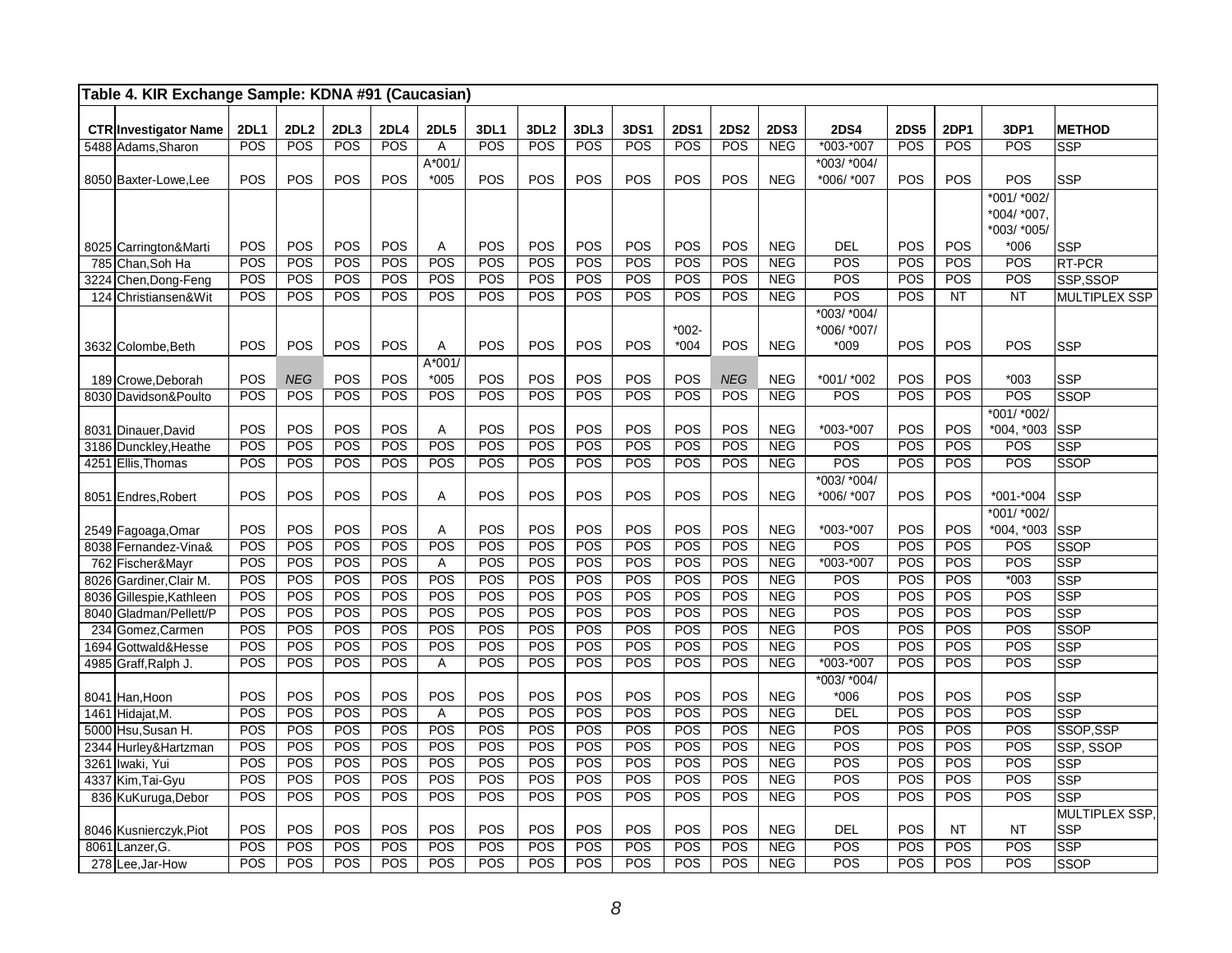| Table 4. KIR Exchange Sample: KDNA #91 (Caucasian) | | | | | | | | | | | | | | | | | | | |
|---|---|---|---|---|---|---|---|---|---|---|---|---|---|---|---|---|---|---|---|
| CTR | Investigator Name | 2DL1 | 2DL2 | 2DL3 | 2DL4 | 2DL5 | 3DL1 | 3DL2 | 3DL3 | 3DS1 | 2DS1 | 2DS2 | 2DS3 | 2DS4 | 2DS5 | 2DP1 | 3DP1 | METHOD |
| 5488 | Adams,Sharon | POS | POS | POS | POS | A | POS | POS | POS | POS | POS | POS | NEG | *003-*007 | POS | POS | POS | SSP |
| 8050 | Baxter-Lowe,Lee | POS | POS | POS | POS | A*001/ *005 | POS | POS | POS | POS | POS | POS | NEG | *003/ *004/ *006/ *007 | POS | POS | POS | SSP |
| 8025 | Carrington&Marti | POS | POS | POS | POS | A | POS | POS | POS | POS | POS | POS | NEG | DEL | POS | POS | *001/ *002/ *004/ *007, *003/ *005/ *006 | SSP |
| 785 | Chan,Soh Ha | POS | POS | POS | POS | POS | POS | POS | POS | POS | POS | POS | NEG | POS | POS | POS | POS | RT-PCR |
| 3224 | Chen,Dong-Feng | POS | POS | POS | POS | POS | POS | POS | POS | POS | POS | POS | NEG | POS | POS | POS | POS | SSP,SSOP |
| 124 | Christiansen&Wit | POS | POS | POS | POS | POS | POS | POS | POS | POS | POS | POS | NEG | POS | POS | NT | NT | MULTIPLEX SSP |
| 3632 | Colombe,Beth | POS | POS | POS | POS | A | POS | POS | POS | POS | *002- *004 | POS | NEG | *003/ *004/ *006/ *007/ *009 | POS | POS | POS | SSP |
| 189 | Crowe,Deborah | POS | *NEG* | POS | POS | A*001/ *005 | POS | POS | POS | POS | POS | *NEG* | NEG | *001/ *002 | POS | POS | *003 | SSP |
| 8030 | Davidson&Poulto | POS | POS | POS | POS | POS | POS | POS | POS | POS | POS | POS | NEG | POS | POS | POS | POS | SSOP |
| 8031 | Dinauer,David | POS | POS | POS | POS | A | POS | POS | POS | POS | POS | POS | NEG | *003-*007 | POS | POS | *001/ *002/ *004, *003 | SSP |
| 3186 | Dunckley,Heathe | POS | POS | POS | POS | POS | POS | POS | POS | POS | POS | POS | NEG | POS | POS | POS | POS | SSP |
| 4251 | Ellis,Thomas | POS | POS | POS | POS | POS | POS | POS | POS | POS | POS | POS | NEG | POS | POS | POS | POS | SSOP |
| 8051 | Endres,Robert | POS | POS | POS | POS | A | POS | POS | POS | POS | POS | POS | NEG | *003/ *004/ *006/ *007 | POS | POS | *001-*004 | SSP |
| 2549 | Fagoaga,Omar | POS | POS | POS | POS | A | POS | POS | POS | POS | POS | POS | NEG | *003-*007 | POS | POS | *001/ *002/ *004, *003 | SSP |
| 8038 | Fernandez-Vina& | POS | POS | POS | POS | POS | POS | POS | POS | POS | POS | POS | NEG | POS | POS | POS | POS | SSOP |
| 762 | Fischer&Mayr | POS | POS | POS | POS | A | POS | POS | POS | POS | POS | POS | NEG | *003-*007 | POS | POS | POS | SSP |
| 8026 | Gardiner,Clair M. | POS | POS | POS | POS | POS | POS | POS | POS | POS | POS | POS | NEG | POS | POS | POS | *003 | SSP |
| 8036 | Gillespie,Kathleen | POS | POS | POS | POS | POS | POS | POS | POS | POS | POS | POS | NEG | POS | POS | POS | POS | SSP |
| 8040 | Gladman/Pellett/P | POS | POS | POS | POS | POS | POS | POS | POS | POS | POS | POS | NEG | POS | POS | POS | POS | SSP |
| 234 | Gomez,Carmen | POS | POS | POS | POS | POS | POS | POS | POS | POS | POS | POS | NEG | POS | POS | POS | POS | SSOP |
| 1694 | Gottwald&Hesse | POS | POS | POS | POS | POS | POS | POS | POS | POS | POS | POS | NEG | POS | POS | POS | POS | SSP |
| 4985 | Graff,Ralph J. | POS | POS | POS | POS | A | POS | POS | POS | POS | POS | POS | NEG | *003-*007 | POS | POS | POS | SSP |
| 8041 | Han,Hoon | POS | POS | POS | POS | POS | POS | POS | POS | POS | POS | POS | NEG | *003/ *004/ *006 | POS | POS | POS | SSP |
| 1461 | Hidajat,M. | POS | POS | POS | POS | A | POS | POS | POS | POS | POS | POS | NEG | DEL | POS | POS | POS | SSP |
| 5000 | Hsu,Susan H. | POS | POS | POS | POS | POS | POS | POS | POS | POS | POS | POS | NEG | POS | POS | POS | POS | SSOP,SSP |
| 2344 | Hurley&Hartzman | POS | POS | POS | POS | POS | POS | POS | POS | POS | POS | POS | NEG | POS | POS | POS | POS | SSP, SSOP |
| 3261 | Iwaki, Yui | POS | POS | POS | POS | POS | POS | POS | POS | POS | POS | POS | NEG | POS | POS | POS | POS | SSP |
| 4337 | Kim,Tai-Gyu | POS | POS | POS | POS | POS | POS | POS | POS | POS | POS | POS | NEG | POS | POS | POS | POS | SSP |
| 836 | KuKuruga,Debor | POS | POS | POS | POS | POS | POS | POS | POS | POS | POS | POS | NEG | POS | POS | POS | POS | SSP |
| 8046 | Kusnierczyk,Piot | POS | POS | POS | POS | POS | POS | POS | POS | POS | POS | POS | NEG | DEL | POS | NT | NT | MULTIPLEX SSP, SSP |
| 8061 | Lanzer,G. | POS | POS | POS | POS | POS | POS | POS | POS | POS | POS | POS | NEG | POS | POS | POS | POS | SSP |
| 278 | Lee,Jar-How | POS | POS | POS | POS | POS | POS | POS | POS | POS | POS | POS | NEG | POS | POS | POS | POS | SSOP |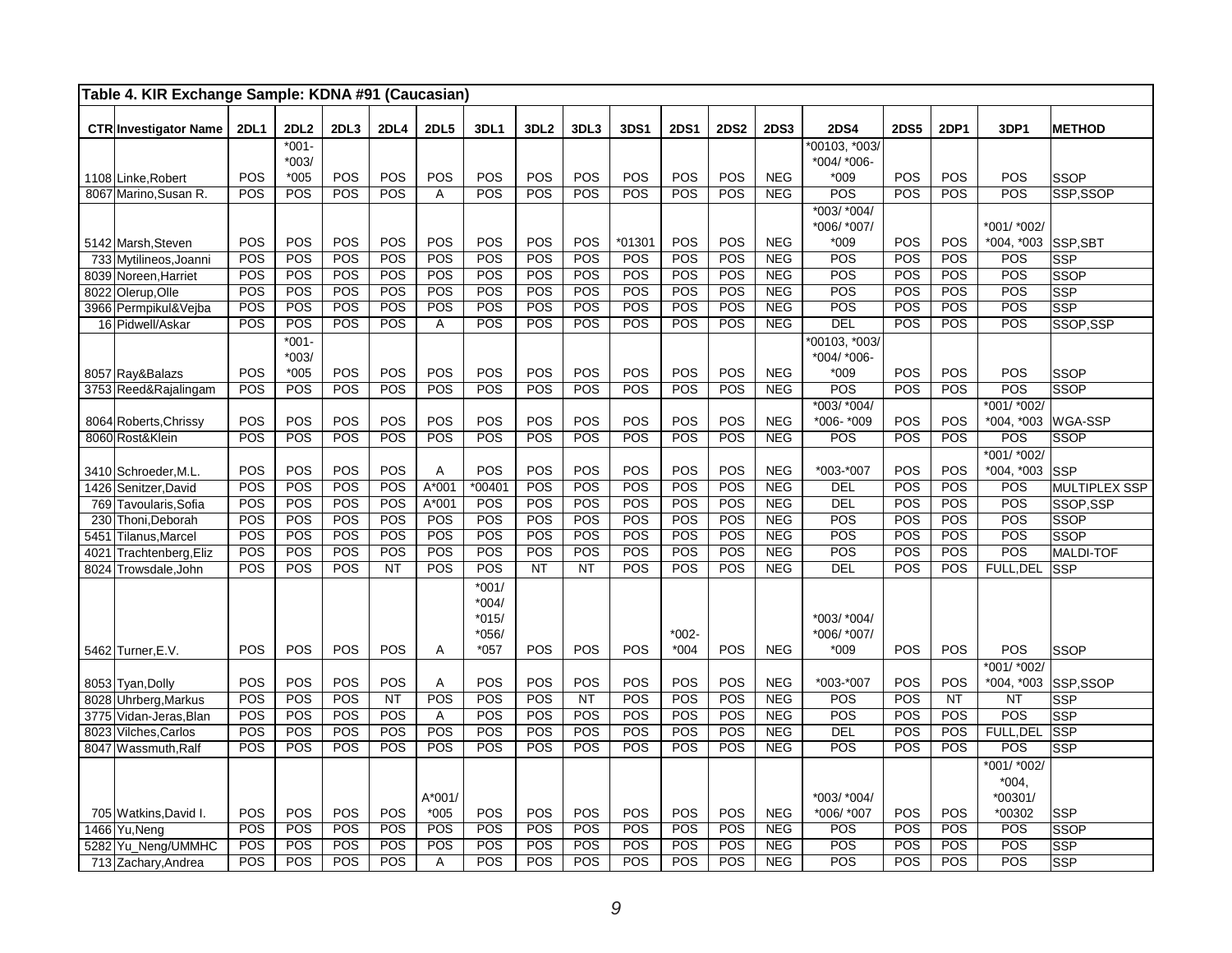**Table 4. KIR Exchange Sample: KDNA #91 (Caucasian)**

| CTR | Investigator Name | 2DL1 | 2DL2 | 2DL3 | 2DL4 | 2DL5 | 3DL1 | 3DL2 | 3DL3 | 3DS1 | 2DS1 | 2DS2 | 2DS3 | 2DS4 | 2DS5 | 2DP1 | 3DP1 | METHOD |
|---|---|---|---|---|---|---|---|---|---|---|---|---|---|---|---|---|---|---|
| 1108 | Linke,Robert | POS | *001-*003/*005 | POS | POS | POS | POS | POS | POS | POS | POS | POS | NEG | *00103, *003/*004/ *006-*009 | POS | POS | POS | SSOP |
| 8067 | Marino,Susan R. | POS | POS | POS | POS | A | POS | POS | POS | POS | POS | POS | NEG | POS | POS | POS | POS | SSP,SSOP |
| 5142 | Marsh,Steven | POS | POS | POS | POS | POS | POS | POS | POS | *01301 | POS | POS | NEG | *003/ *004/ *006/ *007/ *009 | POS | POS | *001/ *002/ *004, *003 | SSP,SBT |
| 733 | Mytilineos,Joanni | POS | POS | POS | POS | POS | POS | POS | POS | POS | POS | POS | NEG | POS | POS | POS | POS | SSP |
| 8039 | Noreen,Harriet | POS | POS | POS | POS | POS | POS | POS | POS | POS | POS | POS | NEG | POS | POS | POS | POS | SSOP |
| 8022 | Olerup,Olle | POS | POS | POS | POS | POS | POS | POS | POS | POS | POS | POS | NEG | POS | POS | POS | POS | SSP |
| 3966 | Permpikul&Vejba | POS | POS | POS | POS | POS | POS | POS | POS | POS | POS | POS | NEG | POS | POS | POS | POS | SSP |
| 16 | Pidwell/Askar | POS | POS | POS | POS | A | POS | POS | POS | POS | POS | POS | NEG | DEL | POS | POS | POS | SSOP,SSP |
| 8057 | Ray&Balazs | POS | *001-*003/*005 | POS | POS | POS | POS | POS | POS | POS | POS | POS | NEG | *00103, *003/*004/ *006-*009 | POS | POS | POS | SSOP |
| 3753 | Reed&Rajalingam | POS | POS | POS | POS | POS | POS | POS | POS | POS | POS | POS | NEG | POS | POS | POS | POS | SSOP |
| 8064 | Roberts,Chrissy | POS | POS | POS | POS | POS | POS | POS | POS | POS | POS | POS | NEG | *003/ *004/ *006- *009 | POS | POS | *001/ *002/ *004, *003 | WGA-SSP |
| 8060 | Rost&Klein | POS | POS | POS | POS | POS | POS | POS | POS | POS | POS | POS | NEG | POS | POS | POS | POS | SSOP |
| 3410 | Schroeder,M.L. | POS | POS | POS | POS | A | POS | POS | POS | POS | POS | POS | NEG | *003-*007 | POS | POS | *001/ *002/ *004, *003 | SSP |
| 1426 | Senitzer,David | POS | POS | POS | POS | A*001 | *00401 | POS | POS | POS | POS | POS | NEG | DEL | POS | POS | POS | MULTIPLEX SSP |
| 769 | Tavoularis,Sofia | POS | POS | POS | POS | A*001 | POS | POS | POS | POS | POS | POS | NEG | DEL | POS | POS | POS | SSOP,SSP |
| 230 | Thoni,Deborah | POS | POS | POS | POS | POS | POS | POS | POS | POS | POS | POS | NEG | POS | POS | POS | POS | SSOP |
| 5451 | Tilanus,Marcel | POS | POS | POS | POS | POS | POS | POS | POS | POS | POS | POS | NEG | POS | POS | POS | POS | SSOP |
| 4021 | Trachtenberg,Eliz | POS | POS | POS | POS | POS | POS | POS | POS | POS | POS | POS | NEG | POS | POS | POS | POS | MALDI-TOF |
| 8024 | Trowsdale,John | POS | POS | POS | NT | POS | POS | NT | NT | POS | POS | POS | NEG | DEL | POS | POS | FULL,DEL | SSP |
| 5462 | Turner,E.V. | POS | POS | POS | POS | A | *001/ *004/ *015/ *056/ *057 | POS | POS | POS | *002-*004 | POS | NEG | *003/ *004/ *006/ *007/ *009 | POS | POS | POS | SSOP |
| 8053 | Tyan,Dolly | POS | POS | POS | POS | A | POS | POS | POS | POS | POS | POS | NEG | *003-*007 | POS | POS | *001/ *002/ *004, *003 | SSP,SSOP |
| 8028 | Uhrberg,Markus | POS | POS | POS | NT | POS | POS | POS | NT | POS | POS | POS | NEG | POS | POS | NT | NT | SSP |
| 3775 | Vidan-Jeras,Blan | POS | POS | POS | POS | A | POS | POS | POS | POS | POS | POS | NEG | POS | POS | POS | POS | SSP |
| 8023 | Vilches,Carlos | POS | POS | POS | POS | POS | POS | POS | POS | POS | POS | POS | NEG | DEL | POS | POS | FULL,DEL | SSP |
| 8047 | Wassmuth,Ralf | POS | POS | POS | POS | POS | POS | POS | POS | POS | POS | POS | NEG | POS | POS | POS | POS | SSP |
| 705 | Watkins,David I. | POS | POS | POS | POS | A*001/ *005 | POS | POS | POS | POS | POS | POS | NEG | *003/ *004/ *006/ *007 | POS | POS | *001/ *002/ *004, *00301/ *00302 | SSP |
| 1466 | Yu,Neng | POS | POS | POS | POS | POS | POS | POS | POS | POS | POS | POS | NEG | POS | POS | POS | POS | SSOP |
| 5282 | Yu_Neng/UMMHC | POS | POS | POS | POS | POS | POS | POS | POS | POS | POS | POS | NEG | POS | POS | POS | POS | SSP |
| 713 | Zachary,Andrea | POS | POS | POS | POS | A | POS | POS | POS | POS | POS | POS | NEG | POS | POS | POS | POS | SSP |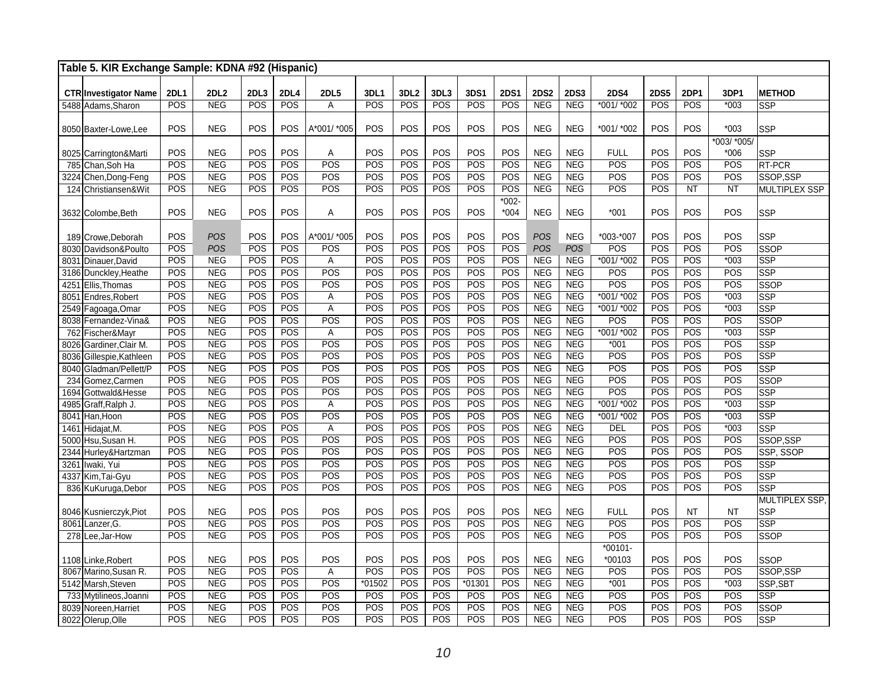**Table 5. KIR Exchange Sample: KDNA #92 (Hispanic)**

| CTR | Investigator Name | 2DL1 | 2DL2 | 2DL3 | 2DL4 | 2DL5 | 3DL1 | 3DL2 | 3DL3 | 3DS1 | 2DS1 | 2DS2 | 2DS3 | 2DS4 | 2DS5 | 2DP1 | 3DP1 | METHOD |
|---|---|---|---|---|---|---|---|---|---|---|---|---|---|---|---|---|---|---|
| 5488 | Adams,Sharon | POS | NEG | POS | POS | A | POS | POS | POS | POS | POS | NEG | NEG | *001/ *002 | POS | POS | *003 | SSP |
| 8050 | Baxter-Lowe,Lee | POS | NEG | POS | POS | A*001/ *005 | POS | POS | POS | POS | POS | NEG | NEG | *001/ *002 | POS | POS | *003 | SSP |
| 8025 | Carrington&Marti | POS | NEG | POS | POS | A | POS | POS | POS | POS | POS | NEG | NEG | FULL | POS | POS | *003/ *005/ *006 | SSP |
| 785 | Chan,Soh Ha | POS | NEG | POS | POS | POS | POS | POS | POS | POS | POS | NEG | NEG | POS | POS | POS | POS | RT-PCR |
| 3224 | Chen,Dong-Feng | POS | NEG | POS | POS | POS | POS | POS | POS | POS | POS | NEG | NEG | POS | POS | POS | POS | SSOP,SSP |
| 124 | Christiansen&Wit | POS | NEG | POS | POS | POS | POS | POS | POS | POS | POS | NEG | NEG | POS | POS | NT | NT | MULTIPLEX SSP |
| 3632 | Colombe,Beth | POS | NEG | POS | POS | A | POS | POS | POS | POS | *002-*004 | NEG | NEG | *001 | POS | POS | POS | SSP |
| 189 | Crowe,Deborah | POS | *POS* | POS | POS | A*001/ *005 | POS | POS | POS | POS | POS | *POS* | NEG | *003-*007 | POS | POS | POS | SSP |
| 8030 | Davidson&Poulto | POS | *POS* | POS | POS | POS | POS | POS | POS | POS | POS | *POS* | *POS* | POS | POS | POS | POS | SSOP |
| 8031 | Dinauer,David | POS | NEG | POS | POS | A | POS | POS | POS | POS | POS | NEG | NEG | *001/ *002 | POS | POS | *003 | SSP |
| 3186 | Dunckley,Heathe | POS | NEG | POS | POS | POS | POS | POS | POS | POS | POS | NEG | NEG | POS | POS | POS | POS | SSP |
| 4251 | Ellis,Thomas | POS | NEG | POS | POS | POS | POS | POS | POS | POS | POS | NEG | NEG | POS | POS | POS | POS | SSOP |
| 8051 | Endres,Robert | POS | NEG | POS | POS | A | POS | POS | POS | POS | POS | NEG | NEG | *001/ *002 | POS | POS | *003 | SSP |
| 2549 | Fagoaga,Omar | POS | NEG | POS | POS | A | POS | POS | POS | POS | POS | NEG | NEG | *001/ *002 | POS | POS | *003 | SSP |
| 8038 | Fernandez-Vina& | POS | NEG | POS | POS | POS | POS | POS | POS | POS | POS | NEG | NEG | POS | POS | POS | POS | SSOP |
| 762 | Fischer&Mayr | POS | NEG | POS | POS | A | POS | POS | POS | POS | POS | NEG | NEG | *001/ *002 | POS | POS | *003 | SSP |
| 8026 | Gardiner,Clair M. | POS | NEG | POS | POS | POS | POS | POS | POS | POS | POS | NEG | NEG | *001 | POS | POS | POS | SSP |
| 8036 | Gillespie,Kathleen | POS | NEG | POS | POS | POS | POS | POS | POS | POS | POS | NEG | NEG | POS | POS | POS | POS | SSP |
| 8040 | Gladman/Pellett/P | POS | NEG | POS | POS | POS | POS | POS | POS | POS | POS | NEG | NEG | POS | POS | POS | POS | SSP |
| 234 | Gomez,Carmen | POS | NEG | POS | POS | POS | POS | POS | POS | POS | POS | NEG | NEG | POS | POS | POS | POS | SSOP |
| 1694 | Gottwald&Hesse | POS | NEG | POS | POS | POS | POS | POS | POS | POS | POS | NEG | NEG | POS | POS | POS | POS | SSP |
| 4985 | Graff,Ralph J. | POS | NEG | POS | POS | A | POS | POS | POS | POS | POS | NEG | NEG | *001/ *002 | POS | POS | *003 | SSP |
| 8041 | Han,Hoon | POS | NEG | POS | POS | POS | POS | POS | POS | POS | POS | NEG | NEG | *001/ *002 | POS | POS | *003 | SSP |
| 1461 | Hidajat,M. | POS | NEG | POS | POS | A | POS | POS | POS | POS | POS | NEG | NEG | DEL | POS | POS | *003 | SSP |
| 5000 | Hsu,Susan H. | POS | NEG | POS | POS | POS | POS | POS | POS | POS | POS | NEG | NEG | POS | POS | POS | POS | SSOP,SSP |
| 2344 | Hurley&Hartzman | POS | NEG | POS | POS | POS | POS | POS | POS | POS | POS | NEG | NEG | POS | POS | POS | POS | SSP, SSOP |
| 3261 | Iwaki, Yui | POS | NEG | POS | POS | POS | POS | POS | POS | POS | POS | NEG | NEG | POS | POS | POS | POS | SSP |
| 4337 | Kim,Tai-Gyu | POS | NEG | POS | POS | POS | POS | POS | POS | POS | POS | NEG | NEG | POS | POS | POS | POS | SSP |
| 836 | KuKuruga,Debor | POS | NEG | POS | POS | POS | POS | POS | POS | POS | POS | NEG | NEG | POS | POS | POS | POS | SSP |
| 8046 | Kusnierczyk,Piot | POS | NEG | POS | POS | POS | POS | POS | POS | POS | POS | NEG | NEG | FULL | POS | NT | NT | MULTIPLEX SSP, SSP |
| 8061 | Lanzer,G. | POS | NEG | POS | POS | POS | POS | POS | POS | POS | POS | NEG | NEG | POS | POS | POS | POS | SSP |
| 278 | Lee,Jar-How | POS | NEG | POS | POS | POS | POS | POS | POS | POS | POS | NEG | NEG | POS | POS | POS | POS | SSOP |
| 1108 | Linke,Robert | POS | NEG | POS | POS | POS | POS | POS | POS | POS | POS | NEG | NEG | *00101-*00103 | POS | POS | POS | SSOP |
| 8067 | Marino,Susan R. | POS | NEG | POS | POS | A | POS | POS | POS | POS | POS | NEG | NEG | POS | POS | POS | POS | SSOP,SSP |
| 5142 | Marsh,Steven | POS | NEG | POS | POS | POS | *01502 | POS | POS | *01301 | POS | NEG | NEG | *001 | POS | POS | *003 | SSP,SBT |
| 733 | Mytilineos,Joanni | POS | NEG | POS | POS | POS | POS | POS | POS | POS | POS | NEG | NEG | POS | POS | POS | POS | SSP |
| 8039 | Noreen,Harriet | POS | NEG | POS | POS | POS | POS | POS | POS | POS | POS | NEG | NEG | POS | POS | POS | POS | SSOP |
| 8022 | Olerup,Olle | POS | NEG | POS | POS | POS | POS | POS | POS | POS | POS | NEG | NEG | POS | POS | POS | POS | SSP |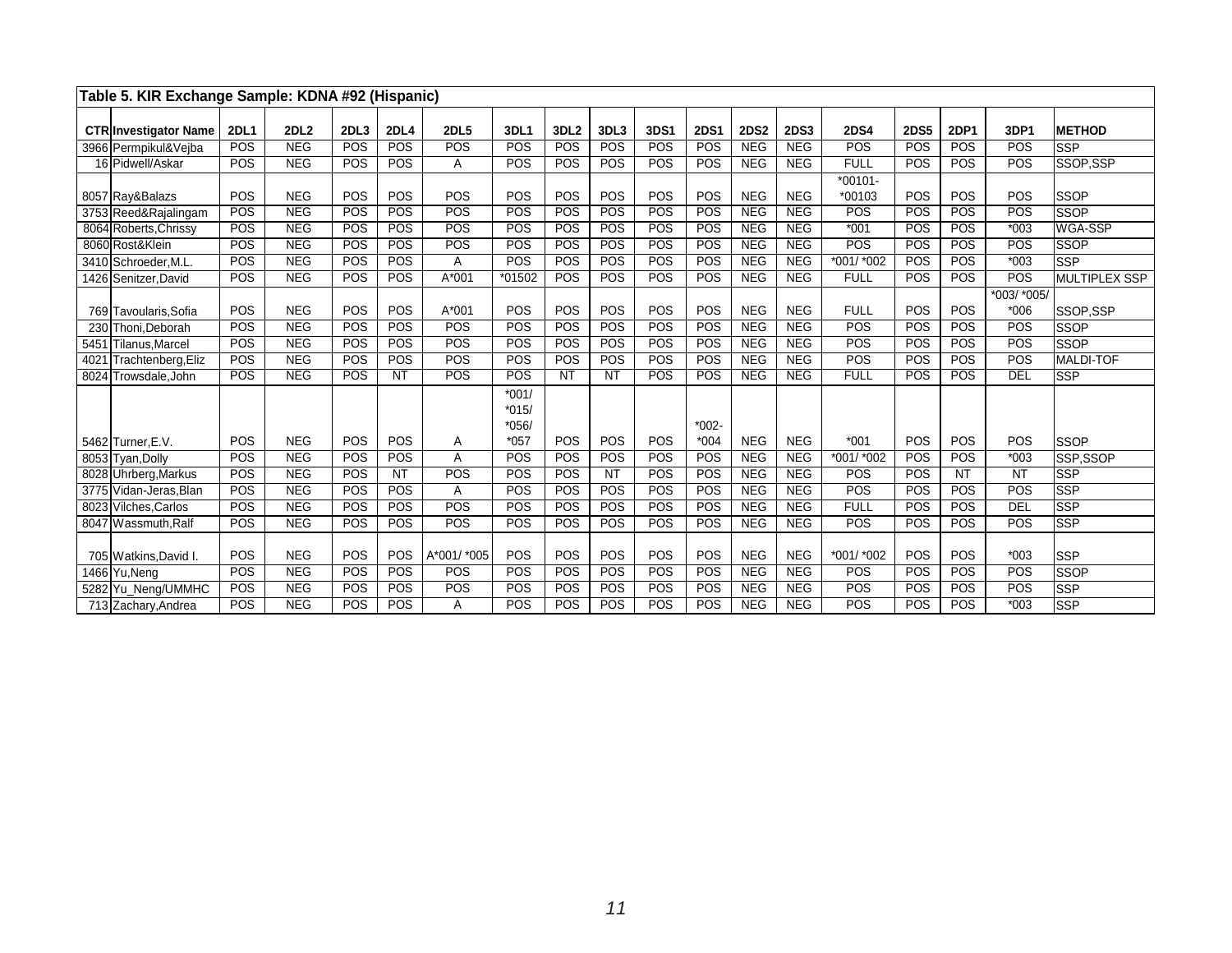**Table 5. KIR Exchange Sample: KDNA #92 (Hispanic)**

| CTR | Investigator Name | 2DL1 | 2DL2 | 2DL3 | 2DL4 | 2DL5 | 3DL1 | 3DL2 | 3DL3 | 3DS1 | 2DS1 | 2DS2 | 2DS3 | 2DS4 | 2DS5 | 2DP1 | 3DP1 | METHOD |
|---|---|---|---|---|---|---|---|---|---|---|---|---|---|---|---|---|---|---|
| 3966 | Permpikul&Vejba | POS | NEG | POS | POS | POS | POS | POS | POS | POS | POS | NEG | NEG | POS | POS | POS | POS | SSP |
| 16 | Pidwell/Askar | POS | NEG | POS | POS | A | POS | POS | POS | POS | POS | NEG | NEG | FULL | POS | POS | POS | SSOP,SSP |
| 8057 | Ray&Balazs | POS | NEG | POS | POS | POS | POS | POS | POS | POS | POS | NEG | NEG | *00101-*00103 | POS | POS | POS | SSOP |
| 3753 | Reed&Rajalingam | POS | NEG | POS | POS | POS | POS | POS | POS | POS | POS | NEG | NEG | POS | POS | POS | POS | SSOP |
| 8064 | Roberts,Chrissy | POS | NEG | POS | POS | POS | POS | POS | POS | POS | POS | NEG | NEG | *001 | POS | POS | *003 | WGA-SSP |
| 8060 | Rost&Klein | POS | NEG | POS | POS | POS | POS | POS | POS | POS | POS | NEG | NEG | POS | POS | POS | POS | SSOP |
| 3410 | Schroeder,M.L. | POS | NEG | POS | POS | A | POS | POS | POS | POS | POS | NEG | NEG | *001/ *002 | POS | POS | *003 | SSP |
| 1426 | Senitzer,David | POS | NEG | POS | POS | A*001 | *01502 | POS | POS | POS | POS | NEG | NEG | FULL | POS | POS | POS | MULTIPLEX SSP |
| 769 | Tavoularis,Sofia | POS | NEG | POS | POS | A*001 | POS | POS | POS | POS | POS | NEG | NEG | FULL | POS | POS | *003/ *005/ *006 | SSOP,SSP |
| 230 | Thoni,Deborah | POS | NEG | POS | POS | POS | POS | POS | POS | POS | POS | NEG | NEG | POS | POS | POS | POS | SSOP |
| 5451 | Tilanus,Marcel | POS | NEG | POS | POS | POS | POS | POS | POS | POS | POS | NEG | NEG | POS | POS | POS | POS | SSOP |
| 4021 | Trachtenberg,Eliz | POS | NEG | POS | POS | POS | POS | POS | POS | POS | POS | NEG | NEG | POS | POS | POS | POS | MALDI-TOF |
| 8024 | Trowsdale,John | POS | NEG | POS | NT | POS | POS | NT | NT | POS | POS | NEG | NEG | FULL | POS | POS | DEL | SSP |
| 5462 | Turner,E.V. | POS | NEG | POS | POS | A | *001/ *015/ *056/ *057 | POS | POS | POS | *002-*004 | NEG | NEG | *001 | POS | POS | POS | SSOP |
| 8053 | Tyan,Dolly | POS | NEG | POS | POS | A | POS | POS | POS | POS | POS | NEG | NEG | *001/ *002 | POS | POS | *003 | SSP,SSOP |
| 8028 | Uhrberg,Markus | POS | NEG | POS | NT | POS | POS | POS | NT | POS | POS | NEG | NEG | POS | POS | NT | NT | SSP |
| 3775 | Vidan-Jeras,Blan | POS | NEG | POS | POS | A | POS | POS | POS | POS | POS | NEG | NEG | POS | POS | POS | POS | SSP |
| 8023 | Vilches,Carlos | POS | NEG | POS | POS | POS | POS | POS | POS | POS | POS | NEG | NEG | FULL | POS | POS | DEL | SSP |
| 8047 | Wassmuth,Ralf | POS | NEG | POS | POS | POS | POS | POS | POS | POS | POS | NEG | NEG | POS | POS | POS | POS | SSP |
| 705 | Watkins,David I. | POS | NEG | POS | POS | A*001/ *005 | POS | POS | POS | POS | POS | NEG | NEG | *001/ *002 | POS | POS | *003 | SSP |
| 1466 | Yu,Neng | POS | NEG | POS | POS | POS | POS | POS | POS | POS | POS | NEG | NEG | POS | POS | POS | POS | SSOP |
| 5282 | Yu_Neng/UMMHC | POS | NEG | POS | POS | POS | POS | POS | POS | POS | POS | NEG | NEG | POS | POS | POS | POS | SSP |
| 713 | Zachary,Andrea | POS | NEG | POS | POS | A | POS | POS | POS | POS | POS | NEG | NEG | POS | POS | POS | *003 | SSP |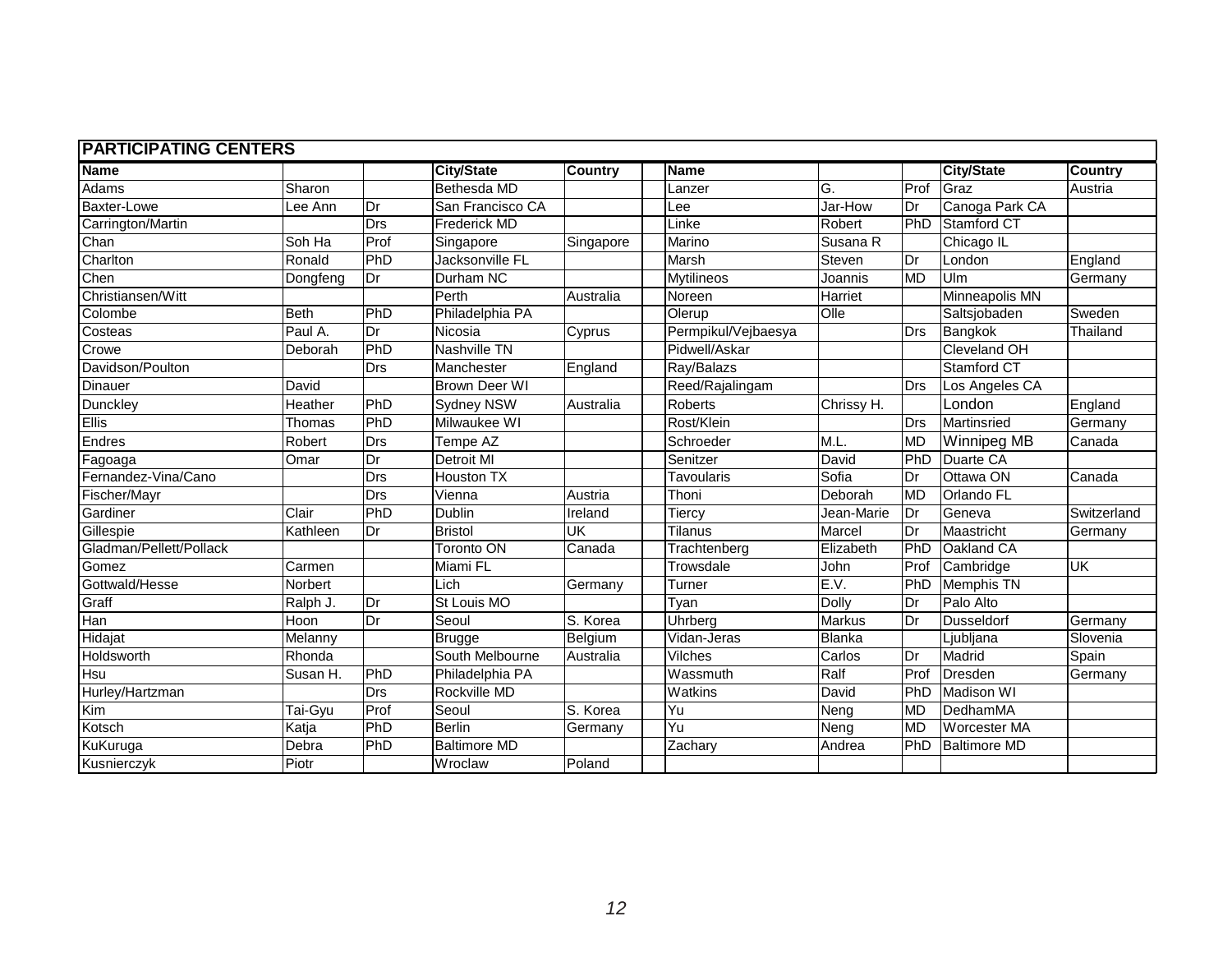## PARTICIPATING CENTERS

| Name | | | City/State | Country | | Name | | | City/State | Country |
|---|---|---|---|---|---|---|---|---|---|---|
| Adams | Sharon | | Bethesda MD | | | Lanzer | G. | Prof | Graz | Austria |
| Baxter-Lowe | Lee Ann | Dr | San Francisco CA | | | Lee | Jar-How | Dr | Canoga Park CA | |
| Carrington/Martin | | Drs | Frederick MD | | | Linke | Robert | PhD | Stamford CT | |
| Chan | Soh Ha | Prof | Singapore | Singapore | | Marino | Susana R | | Chicago IL | |
| Charlton | Ronald | PhD | Jacksonville FL | | | Marsh | Steven | Dr | London | England |
| Chen | Dongfeng | Dr | Durham NC | | | Mytilineos | Joannis | MD | Ulm | Germany |
| Christiansen/Witt | | | Perth | Australia | | Noreen | Harriet | | Minneapolis MN | |
| Colombe | Beth | PhD | Philadelphia PA | | | Olerup | Olle | | Saltsjobaden | Sweden |
| Costeas | Paul A. | Dr | Nicosia | Cyprus | | Permpikul/Vejbaesya | | Drs | Bangkok | Thailand |
| Crowe | Deborah | PhD | Nashville TN | | | Pidwell/Askar | | | Cleveland OH | |
| Davidson/Poulton | | Drs | Manchester | England | | Ray/Balazs | | | Stamford CT | |
| Dinauer | David | | Brown Deer WI | | | Reed/Rajalingam | | Drs | Los Angeles CA | |
| Dunckley | Heather | PhD | Sydney NSW | Australia | | Roberts | Chrissy H. | | London | England |
| Ellis | Thomas | PhD | Milwaukee WI | | | Rost/Klein | | Drs | Martinsried | Germany |
| Endres | Robert | Drs | Tempe AZ | | | Schroeder | M.L. | MD | Winnipeg MB | Canada |
| Fagoaga | Omar | Dr | Detroit MI | | | Senitzer | David | PhD | Duarte CA | |
| Fernandez-Vina/Cano | | Drs | Houston TX | | | Tavoularis | Sofia | Dr | Ottawa ON | Canada |
| Fischer/Mayr | | Drs | Vienna | Austria | | Thoni | Deborah | MD | Orlando FL | |
| Gardiner | Clair | PhD | Dublin | Ireland | | Tiercy | Jean-Marie | Dr | Geneva | Switzerland |
| Gillespie | Kathleen | Dr | Bristol | UK | | Tilanus | Marcel | Dr | Maastricht | Germany |
| Gladman/Pellett/Pollack | | | Toronto ON | Canada | | Trachtenberg | Elizabeth | PhD | Oakland CA | |
| Gomez | Carmen | | Miami FL | | | Trowsdale | John | Prof | Cambridge | UK |
| Gottwald/Hesse | Norbert | | Lich | Germany | | Turner | E.V. | PhD | Memphis TN | |
| Graff | Ralph J. | Dr | St Louis MO | | | Tyan | Dolly | Dr | Palo Alto | |
| Han | Hoon | Dr | Seoul | S. Korea | | Uhrberg | Markus | Dr | Dusseldorf | Germany |
| Hidajat | Melanny | | Brugge | Belgium | | Vidan-Jeras | Blanka | | Ljubljana | Slovenia |
| Holdsworth | Rhonda | | South Melbourne | Australia | | Vilches | Carlos | Dr | Madrid | Spain |
| Hsu | Susan H. | PhD | Philadelphia PA | | | Wassmuth | Ralf | Prof | Dresden | Germany |
| Hurley/Hartzman | | Drs | Rockville MD | | | Watkins | David | PhD | Madison WI | |
| Kim | Tai-Gyu | Prof | Seoul | S. Korea | | Yu | Neng | MD | DedhamMA | |
| Kotsch | Katja | PhD | Berlin | Germany | | Yu | Neng | MD | Worcester MA | |
| KuKuruga | Debra | PhD | Baltimore MD | | | Zachary | Andrea | PhD | Baltimore MD | |
| Kusnierczyk | Piotr | | Wroclaw | Poland | | | | | | |